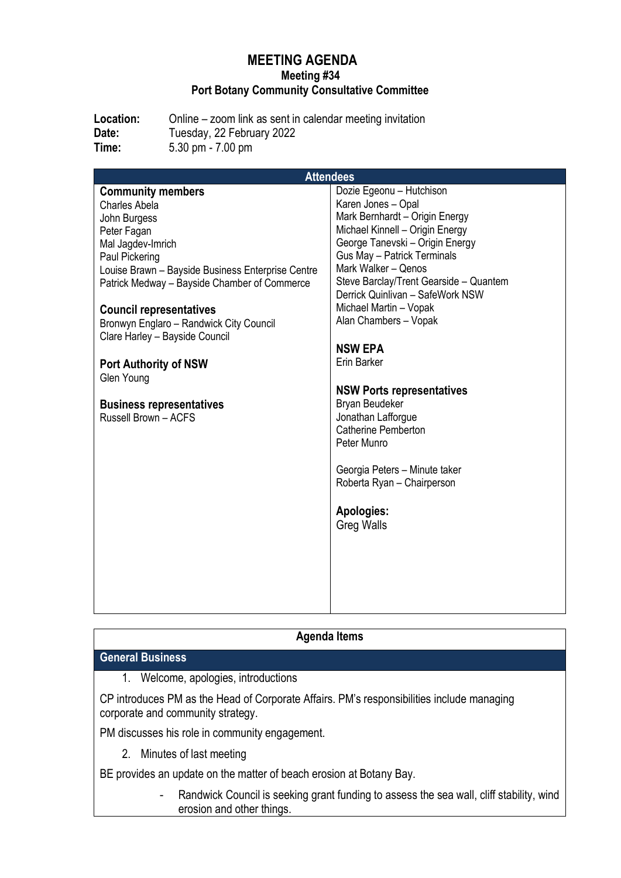# MEETING AGENDA

## Meeting #34

## Port Botany Community Consultative Committee

**Location:** Online – zoom link as sent in calendar meeting invitation
**Date:** Tuesday, 22 February 2022
**Time:** 5.30 pm - 7.00 pm

| Attendees | |
|---|---|
| **Community members**<br>Charles Abela<br>John Burgess<br>Peter Fagan<br>Mal Jagdev-Imrich<br>Paul Pickering<br>Louise Brawn – Bayside Business Enterprise Centre<br>Patrick Medway – Bayside Chamber of Commerce<br><br>**Council representatives**<br>Bronwyn Englaro – Randwick City Council<br>Clare Harley – Bayside Council<br><br>**Port Authority of NSW**<br>Glen Young<br><br>**Business representatives**<br>Russell Brown – ACFS | Dozie Egeonu – Hutchison<br>Karen Jones – Opal<br>Mark Bernhardt – Origin Energy<br>Michael Kinnell – Origin Energy<br>George Tanevski – Origin Energy<br>Gus May – Patrick Terminals<br>Mark Walker – Qenos<br>Steve Barclay/Trent Gearside – Quantem<br>Derrick Quinlivan – SafeWork NSW<br>Michael Martin – Vopak<br>Alan Chambers – Vopak<br><br>**NSW EPA**<br>Erin Barker<br><br>**NSW Ports representatives**<br>Bryan Beudeker<br>Jonathan Lafforgue<br>Catherine Pemberton<br>Peter Munro<br><br>Georgia Peters – Minute taker<br>Roberta Ryan – Chairperson<br><br>**Apologies:**<br>Greg Walls |

## Agenda Items

### General Business

1. Welcome, apologies, introductions

CP introduces PM as the Head of Corporate Affairs. PM's responsibilities include managing corporate and community strategy.

PM discusses his role in community engagement.

2. Minutes of last meeting

BE provides an update on the matter of beach erosion at Botany Bay.

- Randwick Council is seeking grant funding to assess the sea wall, cliff stability, wind erosion and other things.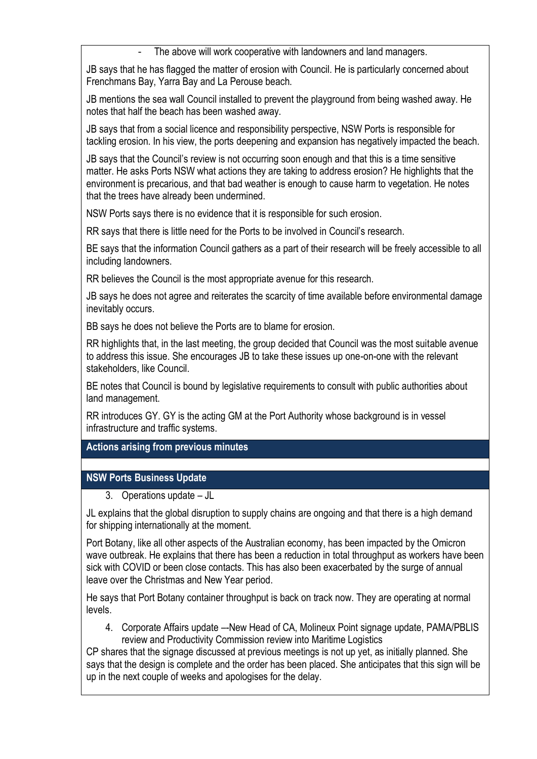- The above will work cooperative with landowners and land managers.

JB says that he has flagged the matter of erosion with Council. He is particularly concerned about Frenchmans Bay, Yarra Bay and La Perouse beach.

JB mentions the sea wall Council installed to prevent the playground from being washed away. He notes that half the beach has been washed away.

JB says that from a social licence and responsibility perspective, NSW Ports is responsible for tackling erosion. In his view, the ports deepening and expansion has negatively impacted the beach.

JB says that the Council's review is not occurring soon enough and that this is a time sensitive matter. He asks Ports NSW what actions they are taking to address erosion? He highlights that the environment is precarious, and that bad weather is enough to cause harm to vegetation. He notes that the trees have already been undermined.

NSW Ports says there is no evidence that it is responsible for such erosion.

RR says that there is little need for the Ports to be involved in Council's research.

BE says that the information Council gathers as a part of their research will be freely accessible to all including landowners.

RR believes the Council is the most appropriate avenue for this research.

JB says he does not agree and reiterates the scarcity of time available before environmental damage inevitably occurs.

BB says he does not believe the Ports are to blame for erosion.

RR highlights that, in the last meeting, the group decided that Council was the most suitable avenue to address this issue. She encourages JB to take these issues up one-on-one with the relevant stakeholders, like Council.

BE notes that Council is bound by legislative requirements to consult with public authorities about land management.

RR introduces GY. GY is the acting GM at the Port Authority whose background is in vessel infrastructure and traffic systems.

## Actions arising from previous minutes

## NSW Ports Business Update

3. Operations update – JL

JL explains that the global disruption to supply chains are ongoing and that there is a high demand for shipping internationally at the moment.

Port Botany, like all other aspects of the Australian economy, has been impacted by the Omicron wave outbreak. He explains that there has been a reduction in total throughput as workers have been sick with COVID or been close contacts. This has also been exacerbated by the surge of annual leave over the Christmas and New Year period.

He says that Port Botany container throughput is back on track now. They are operating at normal levels.

4. Corporate Affairs update –-New Head of CA, Molineux Point signage update, PAMA/PBLIS review and Productivity Commission review into Maritime Logistics

CP shares that the signage discussed at previous meetings is not up yet, as initially planned. She says that the design is complete and the order has been placed. She anticipates that this sign will be up in the next couple of weeks and apologises for the delay.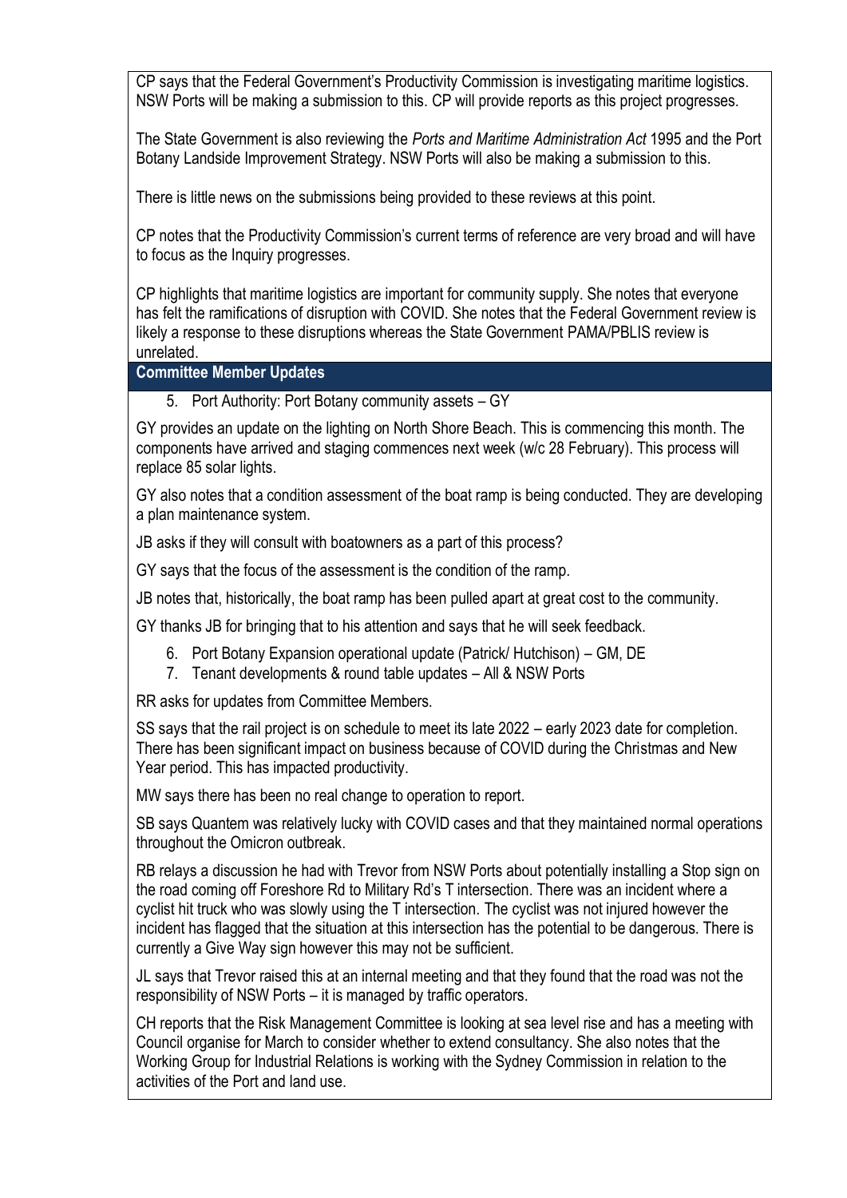CP says that the Federal Government's Productivity Commission is investigating maritime logistics. NSW Ports will be making a submission to this. CP will provide reports as this project progresses.

The State Government is also reviewing the *Ports and Maritime Administration Act* 1995 and the Port Botany Landside Improvement Strategy. NSW Ports will also be making a submission to this.

There is little news on the submissions being provided to these reviews at this point.

CP notes that the Productivity Commission's current terms of reference are very broad and will have to focus as the Inquiry progresses.

CP highlights that maritime logistics are important for community supply. She notes that everyone has felt the ramifications of disruption with COVID. She notes that the Federal Government review is likely a response to these disruptions whereas the State Government PAMA/PBLIS review is unrelated.

## Committee Member Updates

5. Port Authority: Port Botany community assets – GY

GY provides an update on the lighting on North Shore Beach. This is commencing this month. The components have arrived and staging commences next week (w/c 28 February). This process will replace 85 solar lights.

GY also notes that a condition assessment of the boat ramp is being conducted. They are developing a plan maintenance system.

JB asks if they will consult with boatowners as a part of this process?

GY says that the focus of the assessment is the condition of the ramp.

JB notes that, historically, the boat ramp has been pulled apart at great cost to the community.

GY thanks JB for bringing that to his attention and says that he will seek feedback.

6. Port Botany Expansion operational update (Patrick/ Hutchison) – GM, DE
7. Tenant developments & round table updates – All & NSW Ports

RR asks for updates from Committee Members.

SS says that the rail project is on schedule to meet its late 2022 – early 2023 date for completion. There has been significant impact on business because of COVID during the Christmas and New Year period. This has impacted productivity.

MW says there has been no real change to operation to report.

SB says Quantem was relatively lucky with COVID cases and that they maintained normal operations throughout the Omicron outbreak.

RB relays a discussion he had with Trevor from NSW Ports about potentially installing a Stop sign on the road coming off Foreshore Rd to Military Rd's T intersection. There was an incident where a cyclist hit truck who was slowly using the T intersection. The cyclist was not injured however the incident has flagged that the situation at this intersection has the potential to be dangerous. There is currently a Give Way sign however this may not be sufficient.

JL says that Trevor raised this at an internal meeting and that they found that the road was not the responsibility of NSW Ports – it is managed by traffic operators.

CH reports that the Risk Management Committee is looking at sea level rise and has a meeting with Council organise for March to consider whether to extend consultancy. She also notes that the Working Group for Industrial Relations is working with the Sydney Commission in relation to the activities of the Port and land use.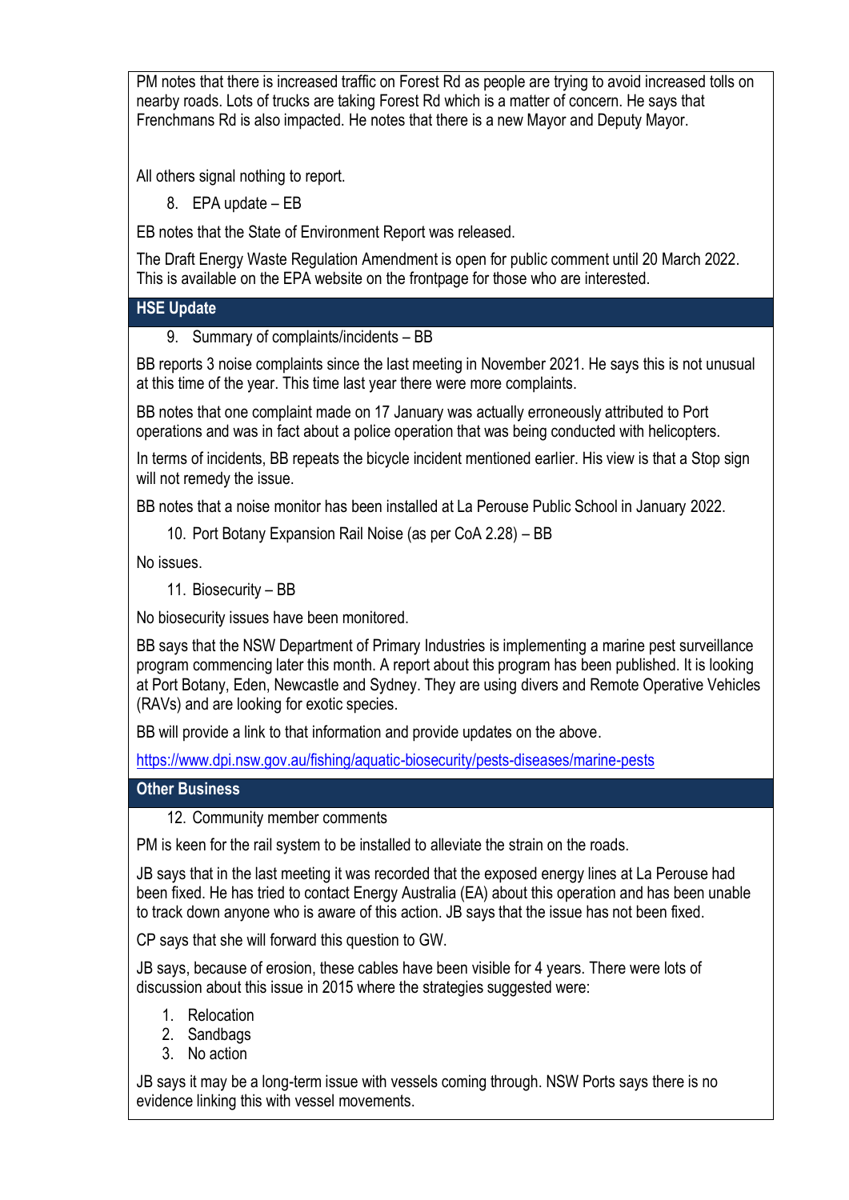PM notes that there is increased traffic on Forest Rd as people are trying to avoid increased tolls on nearby roads. Lots of trucks are taking Forest Rd which is a matter of concern. He says that Frenchmans Rd is also impacted. He notes that there is a new Mayor and Deputy Mayor.

All others signal nothing to report.

8. EPA update – EB

EB notes that the State of Environment Report was released.

The Draft Energy Waste Regulation Amendment is open for public comment until 20 March 2022. This is available on the EPA website on the frontpage for those who are interested.

## HSE Update

9. Summary of complaints/incidents – BB

BB reports 3 noise complaints since the last meeting in November 2021. He says this is not unusual at this time of the year. This time last year there were more complaints.

BB notes that one complaint made on 17 January was actually erroneously attributed to Port operations and was in fact about a police operation that was being conducted with helicopters.

In terms of incidents, BB repeats the bicycle incident mentioned earlier. His view is that a Stop sign will not remedy the issue.

BB notes that a noise monitor has been installed at La Perouse Public School in January 2022.

10. Port Botany Expansion Rail Noise (as per CoA 2.28) – BB

No issues.

11. Biosecurity – BB

No biosecurity issues have been monitored.

BB says that the NSW Department of Primary Industries is implementing a marine pest surveillance program commencing later this month. A report about this program has been published. It is looking at Port Botany, Eden, Newcastle and Sydney. They are using divers and Remote Operative Vehicles (RAVs) and are looking for exotic species.

BB will provide a link to that information and provide updates on the above.

https://www.dpi.nsw.gov.au/fishing/aquatic-biosecurity/pests-diseases/marine-pests

## Other Business

12. Community member comments

PM is keen for the rail system to be installed to alleviate the strain on the roads.

JB says that in the last meeting it was recorded that the exposed energy lines at La Perouse had been fixed. He has tried to contact Energy Australia (EA) about this operation and has been unable to track down anyone who is aware of this action. JB says that the issue has not been fixed.

CP says that she will forward this question to GW.

JB says, because of erosion, these cables have been visible for 4 years. There were lots of discussion about this issue in 2015 where the strategies suggested were:

1. Relocation
2. Sandbags
3. No action

JB says it may be a long-term issue with vessels coming through. NSW Ports says there is no evidence linking this with vessel movements.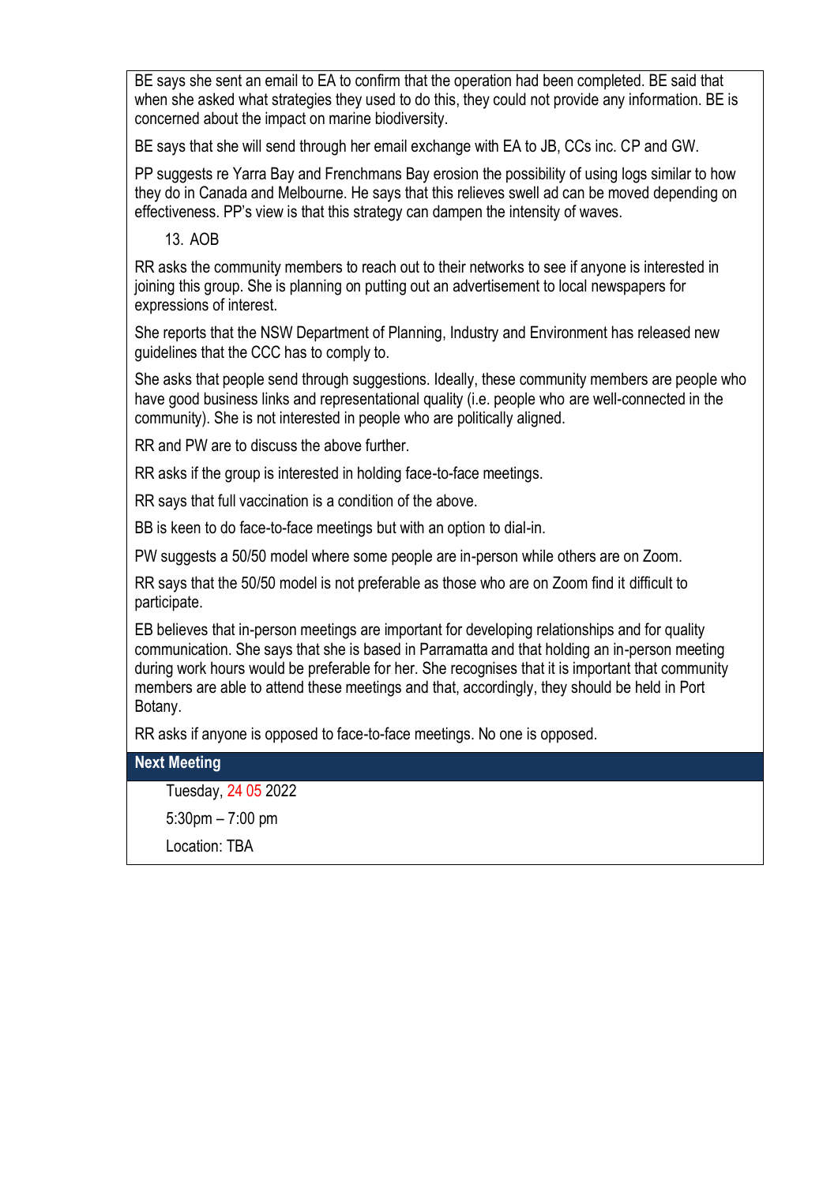BE says she sent an email to EA to confirm that the operation had been completed. BE said that when she asked what strategies they used to do this, they could not provide any information. BE is concerned about the impact on marine biodiversity.

BE says that she will send through her email exchange with EA to JB, CCs inc. CP and GW.

PP suggests re Yarra Bay and Frenchmans Bay erosion the possibility of using logs similar to how they do in Canada and Melbourne. He says that this relieves swell ad can be moved depending on effectiveness. PP's view is that this strategy can dampen the intensity of waves.

13. AOB

RR asks the community members to reach out to their networks to see if anyone is interested in joining this group. She is planning on putting out an advertisement to local newspapers for expressions of interest.

She reports that the NSW Department of Planning, Industry and Environment has released new guidelines that the CCC has to comply to.

She asks that people send through suggestions. Ideally, these community members are people who have good business links and representational quality (i.e. people who are well-connected in the community). She is not interested in people who are politically aligned.

RR and PW are to discuss the above further.

RR asks if the group is interested in holding face-to-face meetings.

RR says that full vaccination is a condition of the above.

BB is keen to do face-to-face meetings but with an option to dial-in.

PW suggests a 50/50 model where some people are in-person while others are on Zoom.

RR says that the 50/50 model is not preferable as those who are on Zoom find it difficult to participate.

EB believes that in-person meetings are important for developing relationships and for quality communication. She says that she is based in Parramatta and that holding an in-person meeting during work hours would be preferable for her. She recognises that it is important that community members are able to attend these meetings and that, accordingly, they should be held in Port Botany.

RR asks if anyone is opposed to face-to-face meetings. No one is opposed.

**Next Meeting**

Tuesday, 24 05 2022

5:30pm – 7:00 pm

Location: TBA